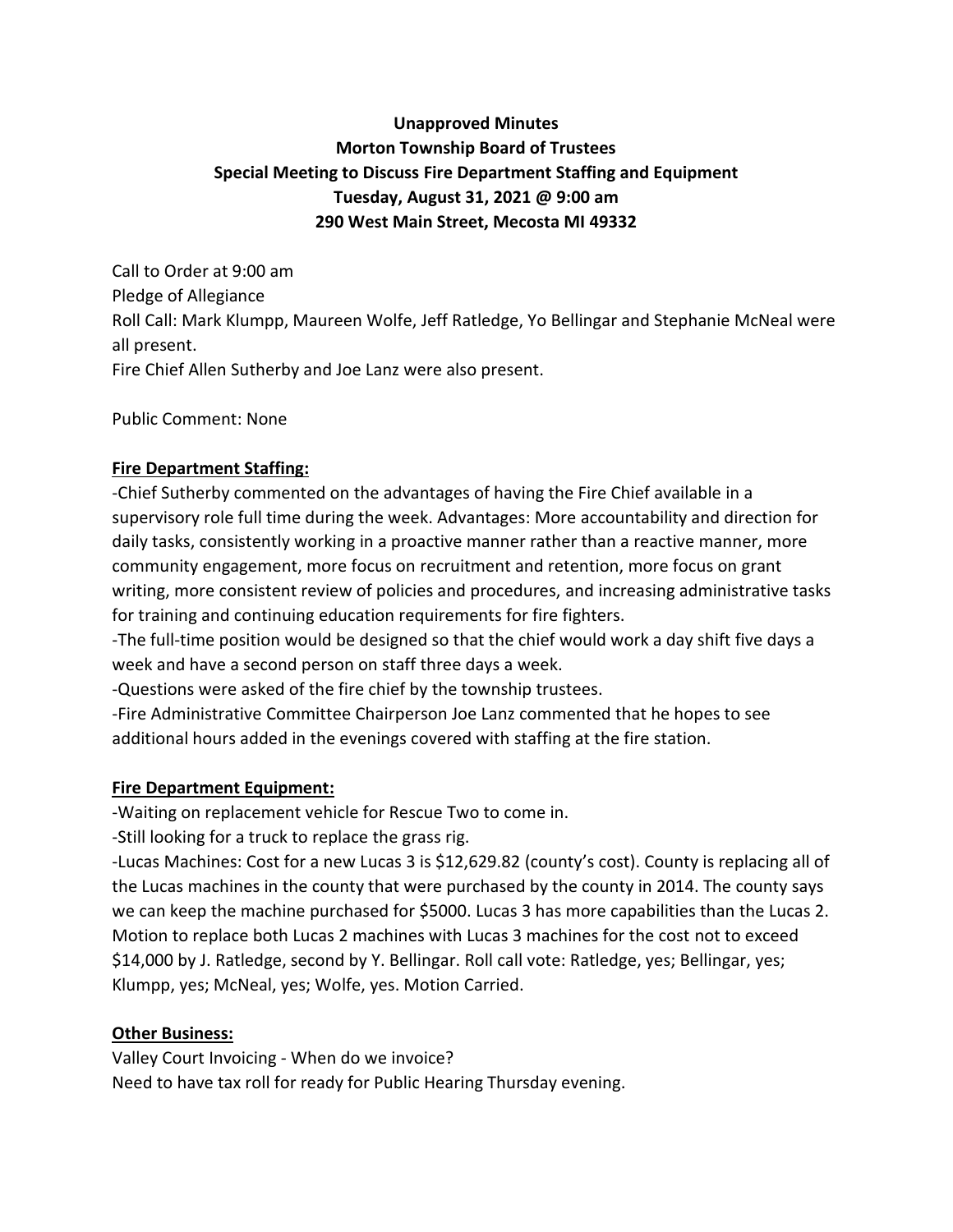**Unapproved Minutes**
**Morton Township Board of Trustees**
**Special Meeting to Discuss Fire Department Staffing and Equipment**
**Tuesday, August 31, 2021 @ 9:00 am**
**290 West Main Street, Mecosta MI 49332**

Call to Order at 9:00 am
Pledge of Allegiance
Roll Call: Mark Klumpp, Maureen Wolfe, Jeff Ratledge, Yo Bellingar and Stephanie McNeal were all present.
Fire Chief Allen Sutherby and Joe Lanz were also present.

Public Comment: None

**Fire Department Staffing:**

-Chief Sutherby commented on the advantages of having the Fire Chief available in a supervisory role full time during the week. Advantages: More accountability and direction for daily tasks, consistently working in a proactive manner rather than a reactive manner, more community engagement, more focus on recruitment and retention, more focus on grant writing, more consistent review of policies and procedures, and increasing administrative tasks for training and continuing education requirements for fire fighters.
-The full-time position would be designed so that the chief would work a day shift five days a week and have a second person on staff three days a week.
-Questions were asked of the fire chief by the township trustees.
-Fire Administrative Committee Chairperson Joe Lanz commented that he hopes to see additional hours added in the evenings covered with staffing at the fire station.

**Fire Department Equipment:**

-Waiting on replacement vehicle for Rescue Two to come in.
-Still looking for a truck to replace the grass rig.
-Lucas Machines: Cost for a new Lucas 3 is $12,629.82 (county's cost). County is replacing all of the Lucas machines in the county that were purchased by the county in 2014. The county says we can keep the machine purchased for $5000. Lucas 3 has more capabilities than the Lucas 2. Motion to replace both Lucas 2 machines with Lucas 3 machines for the cost not to exceed $14,000 by J. Ratledge, second by Y. Bellingar. Roll call vote: Ratledge, yes; Bellingar, yes; Klumpp, yes; McNeal, yes; Wolfe, yes. Motion Carried.

**Other Business:**

Valley Court Invoicing - When do we invoice?
Need to have tax roll for ready for Public Hearing Thursday evening.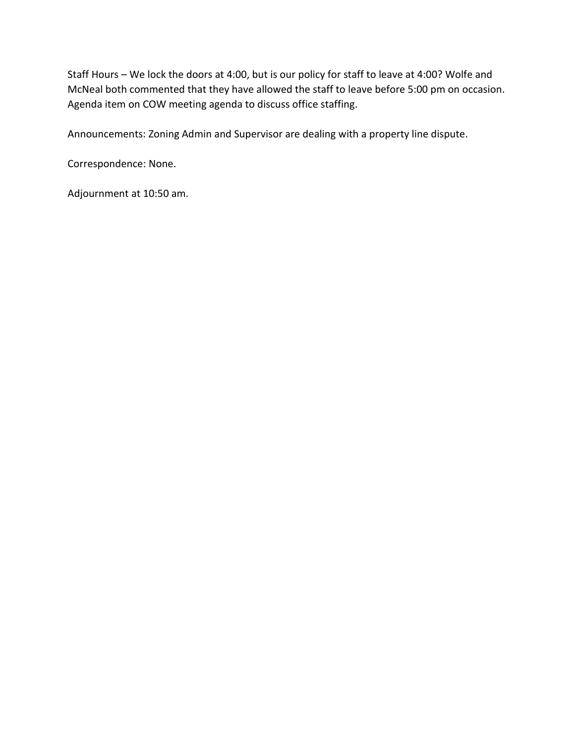Staff Hours – We lock the doors at 4:00, but is our policy for staff to leave at 4:00? Wolfe and McNeal both commented that they have allowed the staff to leave before 5:00 pm on occasion. Agenda item on COW meeting agenda to discuss office staffing.

Announcements: Zoning Admin and Supervisor are dealing with a property line dispute.

Correspondence: None.

Adjournment at 10:50 am.